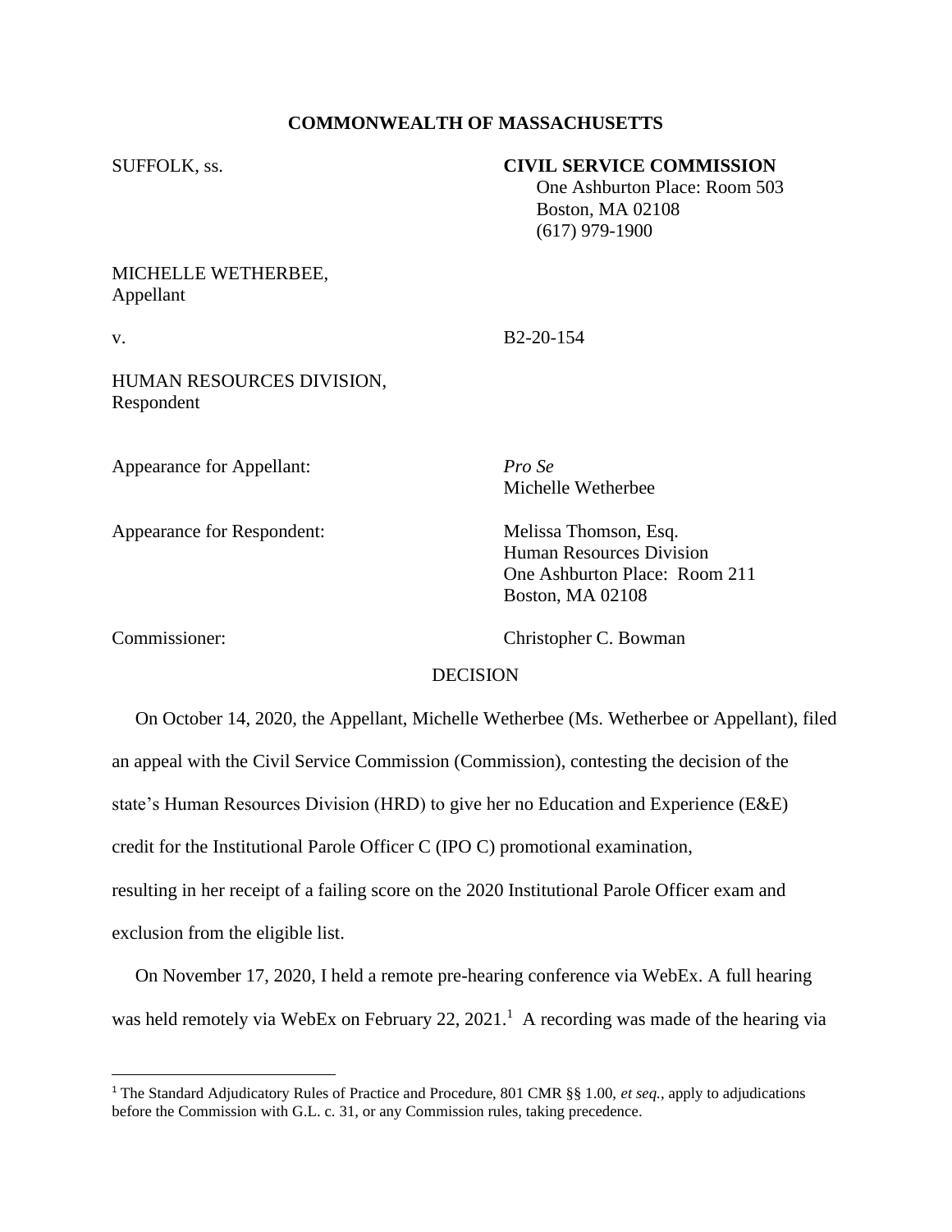**COMMONWEALTH OF MASSACHUSETTS**

SUFFOLK, ss.

**CIVIL SERVICE COMMISSION**
One Ashburton Place: Room 503
Boston, MA 02108
(617) 979-1900

MICHELLE WETHERBEE,
Appellant

v. B2-20-154

HUMAN RESOURCES DIVISION,
Respondent

Appearance for Appellant: *Pro Se*
Michelle Wetherbee

Appearance for Respondent: Melissa Thomson, Esq.
Human Resources Division
One Ashburton Place: Room 211
Boston, MA 02108

Commissioner: Christopher C. Bowman

DECISION

On October 14, 2020, the Appellant, Michelle Wetherbee (Ms. Wetherbee or Appellant), filed an appeal with the Civil Service Commission (Commission), contesting the decision of the state's Human Resources Division (HRD) to give her no Education and Experience (E&E) credit for the Institutional Parole Officer C (IPO C) promotional examination, resulting in her receipt of a failing score on the 2020 Institutional Parole Officer exam and exclusion from the eligible list.

On November 17, 2020, I held a remote pre-hearing conference via WebEx. A full hearing was held remotely via WebEx on February 22, 2021.[1] A recording was made of the hearing via

[1] The Standard Adjudicatory Rules of Practice and Procedure, 801 CMR §§ 1.00, *et seq.*, apply to adjudications before the Commission with G.L. c. 31, or any Commission rules, taking precedence.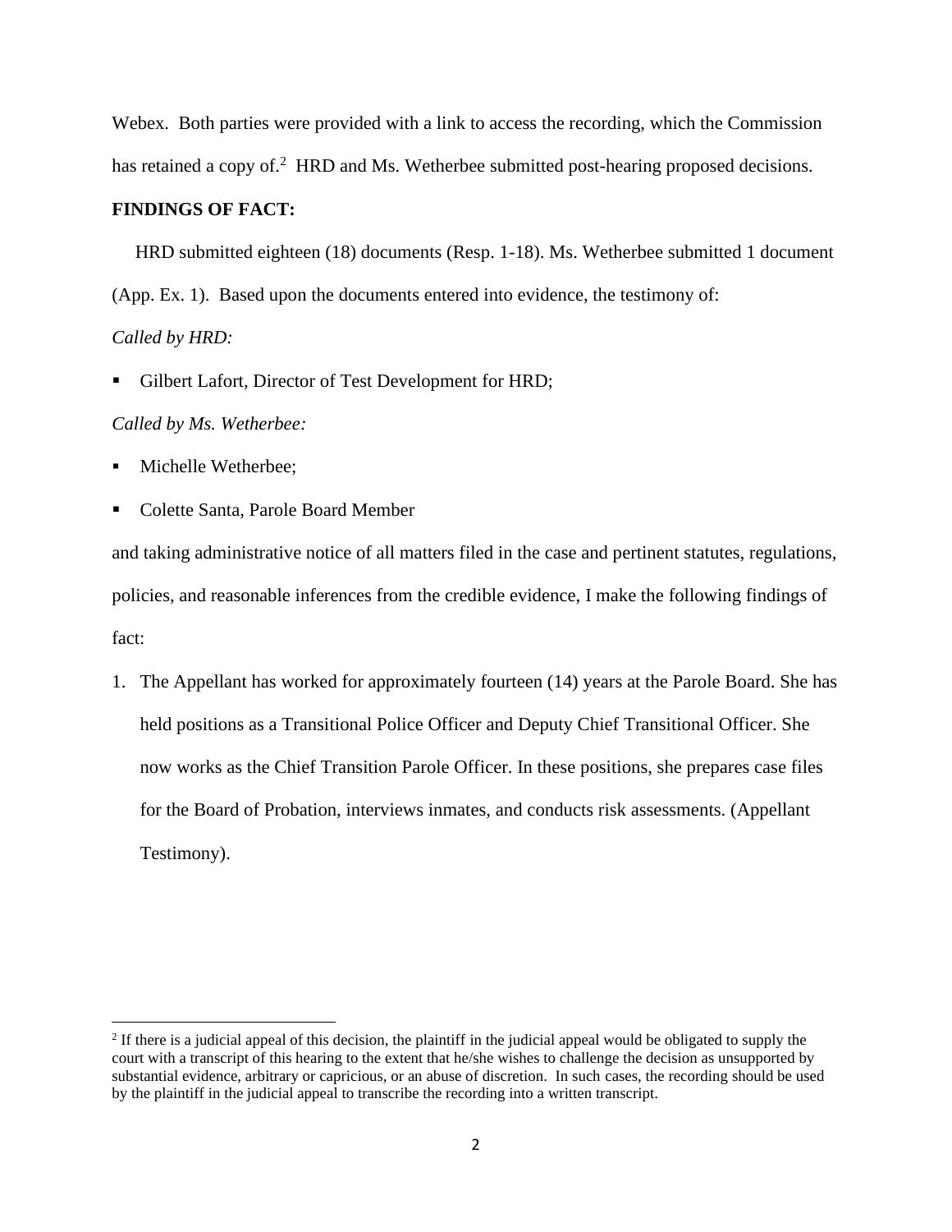Webex. Both parties were provided with a link to access the recording, which the Commission has retained a copy of.[2] HRD and Ms. Wetherbee submitted post-hearing proposed decisions.

**FINDINGS OF FACT:**

HRD submitted eighteen (18) documents (Resp. 1-18). Ms. Wetherbee submitted 1 document (App. Ex. 1). Based upon the documents entered into evidence, the testimony of:

*Called by HRD:*

- Gilbert Lafort, Director of Test Development for HRD;

*Called by Ms. Wetherbee:*

- Michelle Wetherbee;
- Colette Santa, Parole Board Member

and taking administrative notice of all matters filed in the case and pertinent statutes, regulations, policies, and reasonable inferences from the credible evidence, I make the following findings of fact:

1. The Appellant has worked for approximately fourteen (14) years at the Parole Board. She has held positions as a Transitional Police Officer and Deputy Chief Transitional Officer. She now works as the Chief Transition Parole Officer. In these positions, she prepares case files for the Board of Probation, interviews inmates, and conducts risk assessments. (Appellant Testimony).

[2] If there is a judicial appeal of this decision, the plaintiff in the judicial appeal would be obligated to supply the court with a transcript of this hearing to the extent that he/she wishes to challenge the decision as unsupported by substantial evidence, arbitrary or capricious, or an abuse of discretion. In such cases, the recording should be used by the plaintiff in the judicial appeal to transcribe the recording into a written transcript.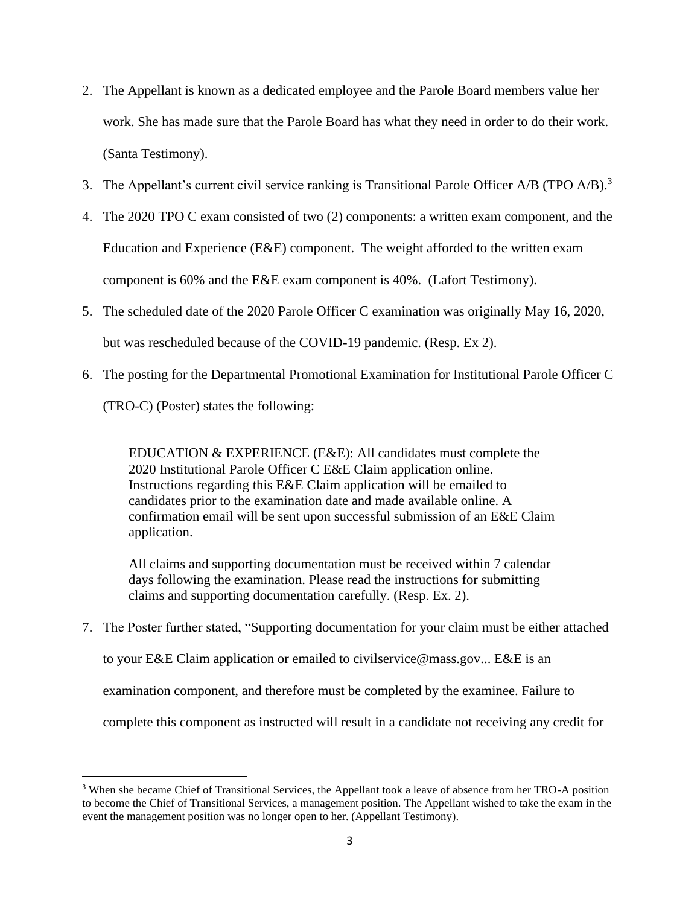2. The Appellant is known as a dedicated employee and the Parole Board members value her work. She has made sure that the Parole Board has what they need in order to do their work. (Santa Testimony).

3. The Appellant's current civil service ranking is Transitional Parole Officer A/B (TPO A/B).[3]

4. The 2020 TPO C exam consisted of two (2) components: a written exam component, and the Education and Experience (E&E) component. The weight afforded to the written exam component is 60% and the E&E exam component is 40%. (Lafort Testimony).

5. The scheduled date of the 2020 Parole Officer C examination was originally May 16, 2020, but was rescheduled because of the COVID-19 pandemic. (Resp. Ex 2).

6. The posting for the Departmental Promotional Examination for Institutional Parole Officer C (TRO-C) (Poster) states the following:

   > EDUCATION & EXPERIENCE (E&E): All candidates must complete the 2020 Institutional Parole Officer C E&E Claim application online. Instructions regarding this E&E Claim application will be emailed to candidates prior to the examination date and made available online. A confirmation email will be sent upon successful submission of an E&E Claim application.
   >
   > All claims and supporting documentation must be received within 7 calendar days following the examination. Please read the instructions for submitting claims and supporting documentation carefully. (Resp. Ex. 2).

7. The Poster further stated, "Supporting documentation for your claim must be either attached to your E&E Claim application or emailed to civilservice@mass.gov... E&E is an examination component, and therefore must be completed by the examinee. Failure to complete this component as instructed will result in a candidate not receiving any credit for

---

[3] When she became Chief of Transitional Services, the Appellant took a leave of absence from her TRO-A position to become the Chief of Transitional Services, a management position. The Appellant wished to take the exam in the event the management position was no longer open to her. (Appellant Testimony).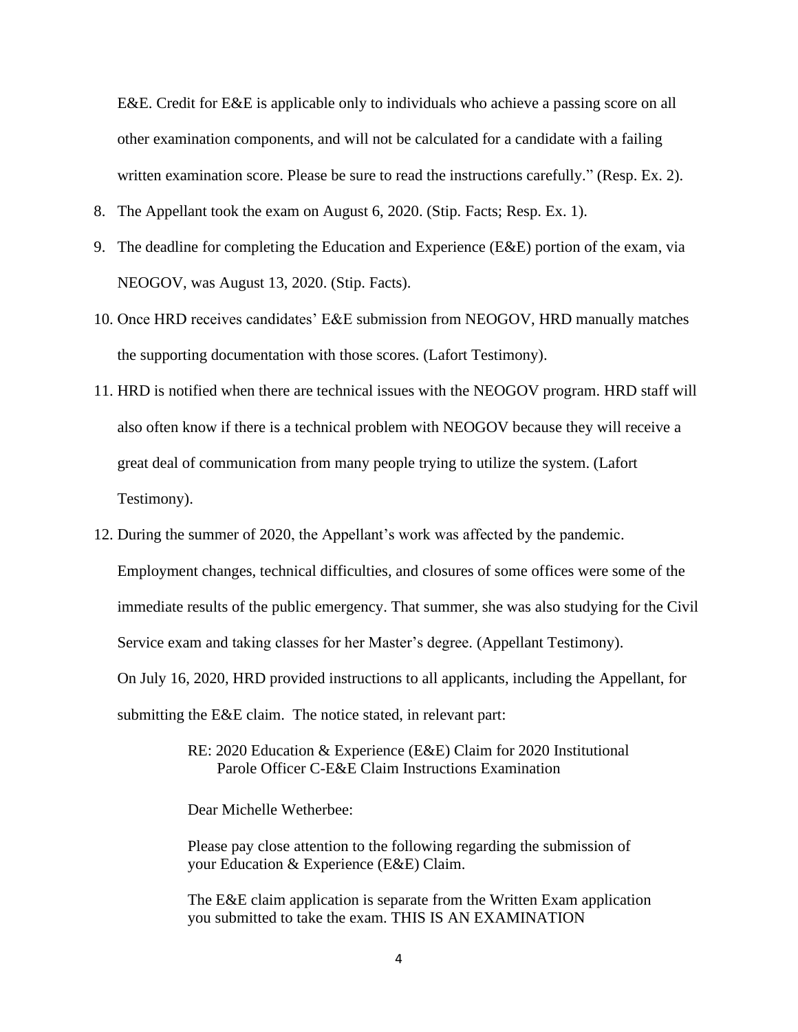E&E. Credit for E&E is applicable only to individuals who achieve a passing score on all other examination components, and will not be calculated for a candidate with a failing written examination score. Please be sure to read the instructions carefully." (Resp. Ex. 2).

8. The Appellant took the exam on August 6, 2020. (Stip. Facts; Resp. Ex. 1).
9. The deadline for completing the Education and Experience (E&E) portion of the exam, via NEOGOV, was August 13, 2020. (Stip. Facts).
10. Once HRD receives candidates' E&E submission from NEOGOV, HRD manually matches the supporting documentation with those scores. (Lafort Testimony).
11. HRD is notified when there are technical issues with the NEOGOV program. HRD staff will also often know if there is a technical problem with NEOGOV because they will receive a great deal of communication from many people trying to utilize the system. (Lafort Testimony).
12. During the summer of 2020, the Appellant's work was affected by the pandemic. Employment changes, technical difficulties, and closures of some offices were some of the immediate results of the public emergency. That summer, she was also studying for the Civil Service exam and taking classes for her Master's degree. (Appellant Testimony).

On July 16, 2020, HRD provided instructions to all applicants, including the Appellant, for submitting the E&E claim. The notice stated, in relevant part:

> RE: 2020 Education & Experience (E&E) Claim for 2020 Institutional Parole Officer C-E&E Claim Instructions Examination
>
> Dear Michelle Wetherbee:
>
> Please pay close attention to the following regarding the submission of your Education & Experience (E&E) Claim.
>
> The E&E claim application is separate from the Written Exam application you submitted to take the exam. THIS IS AN EXAMINATION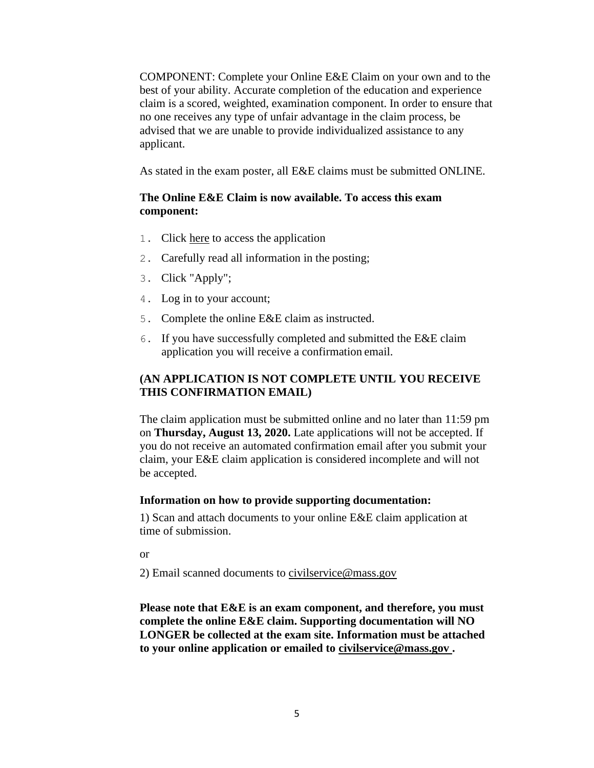COMPONENT: Complete your Online E&E Claim on your own and to the best of your ability. Accurate completion of the education and experience claim is a scored, weighted, examination component. In order to ensure that no one receives any type of unfair advantage in the claim process, be advised that we are unable to provide individualized assistance to any applicant.

As stated in the exam poster, all E&E claims must be submitted ONLINE.

**The Online E&E Claim is now available. To access this exam component:**

1. Click here to access the application
2. Carefully read all information in the posting;
3. Click "Apply";
4. Log in to your account;
5. Complete the online E&E claim as instructed.
6. If you have successfully completed and submitted the E&E claim application you will receive a confirmation email.

**(AN APPLICATION IS NOT COMPLETE UNTIL YOU RECEIVE THIS CONFIRMATION EMAIL)**

The claim application must be submitted online and no later than 11:59 pm on **Thursday, August 13, 2020.** Late applications will not be accepted. If you do not receive an automated confirmation email after you submit your claim, your E&E claim application is considered incomplete and will not be accepted.

**Information on how to provide supporting documentation:**

1) Scan and attach documents to your online E&E claim application at time of submission.

or

2) Email scanned documents to civilservice@mass.gov

**Please note that E&E is an exam component, and therefore, you must complete the online E&E claim. Supporting documentation will NO LONGER be collected at the exam site. Information must be attached to your online application or emailed to civilservice@mass.gov .**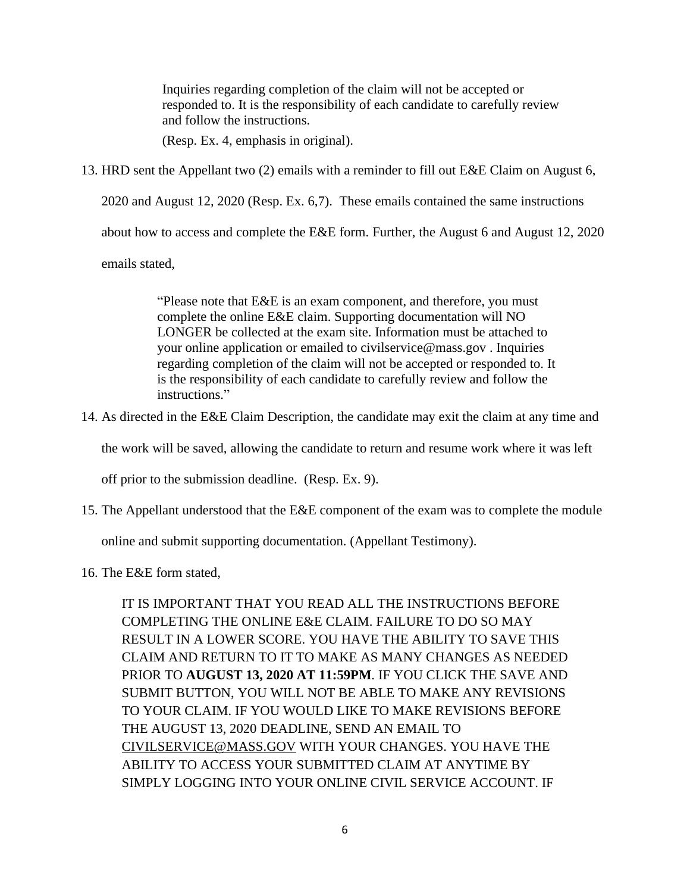> Inquiries regarding completion of the claim will not be accepted or responded to. It is the responsibility of each candidate to carefully review and follow the instructions.
>
> (Resp. Ex. 4, emphasis in original).

13. HRD sent the Appellant two (2) emails with a reminder to fill out E&E Claim on August 6, 2020 and August 12, 2020 (Resp. Ex. 6,7). These emails contained the same instructions about how to access and complete the E&E form. Further, the August 6 and August 12, 2020 emails stated,

> "Please note that E&E is an exam component, and therefore, you must complete the online E&E claim. Supporting documentation will NO LONGER be collected at the exam site. Information must be attached to your online application or emailed to civilservice@mass.gov . Inquiries regarding completion of the claim will not be accepted or responded to. It is the responsibility of each candidate to carefully review and follow the instructions."

14. As directed in the E&E Claim Description, the candidate may exit the claim at any time and the work will be saved, allowing the candidate to return and resume work where it was left off prior to the submission deadline. (Resp. Ex. 9).

15. The Appellant understood that the E&E component of the exam was to complete the module online and submit supporting documentation. (Appellant Testimony).

16. The E&E form stated,

> IT IS IMPORTANT THAT YOU READ ALL THE INSTRUCTIONS BEFORE COMPLETING THE ONLINE E&E CLAIM. FAILURE TO DO SO MAY RESULT IN A LOWER SCORE. YOU HAVE THE ABILITY TO SAVE THIS CLAIM AND RETURN TO IT TO MAKE AS MANY CHANGES AS NEEDED PRIOR TO **AUGUST 13, 2020 AT 11:59PM**. IF YOU CLICK THE SAVE AND SUBMIT BUTTON, YOU WILL NOT BE ABLE TO MAKE ANY REVISIONS TO YOUR CLAIM. IF YOU WOULD LIKE TO MAKE REVISIONS BEFORE THE AUGUST 13, 2020 DEADLINE, SEND AN EMAIL TO CIVILSERVICE@MASS.GOV WITH YOUR CHANGES. YOU HAVE THE ABILITY TO ACCESS YOUR SUBMITTED CLAIM AT ANYTIME BY SIMPLY LOGGING INTO YOUR ONLINE CIVIL SERVICE ACCOUNT. IF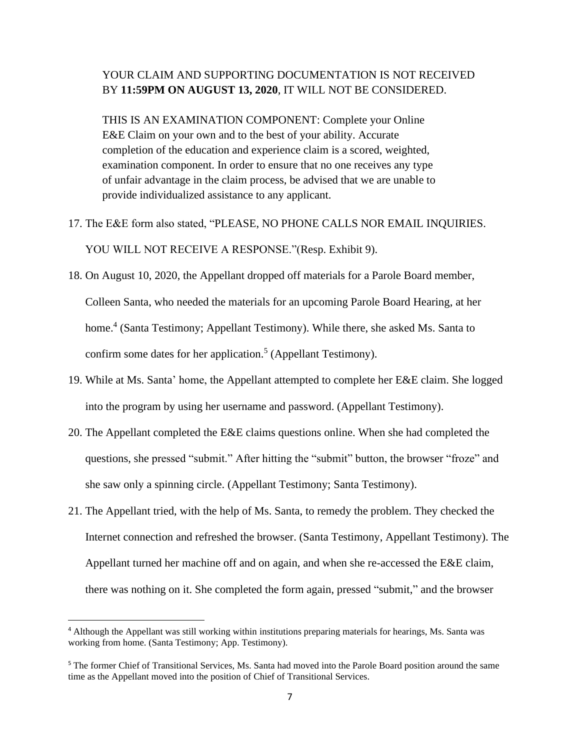YOUR CLAIM AND SUPPORTING DOCUMENTATION IS NOT RECEIVED BY **11:59PM ON AUGUST 13, 2020**, IT WILL NOT BE CONSIDERED.

> THIS IS AN EXAMINATION COMPONENT: Complete your Online E&E Claim on your own and to the best of your ability. Accurate completion of the education and experience claim is a scored, weighted, examination component. In order to ensure that no one receives any type of unfair advantage in the claim process, be advised that we are unable to provide individualized assistance to any applicant.

17. The E&E form also stated, "PLEASE, NO PHONE CALLS NOR EMAIL INQUIRIES. YOU WILL NOT RECEIVE A RESPONSE."(Resp. Exhibit 9).

18. On August 10, 2020, the Appellant dropped off materials for a Parole Board member, Colleen Santa, who needed the materials for an upcoming Parole Board Hearing, at her home.[4] (Santa Testimony; Appellant Testimony). While there, she asked Ms. Santa to confirm some dates for her application.[5] (Appellant Testimony).

19. While at Ms. Santa' home, the Appellant attempted to complete her E&E claim. She logged into the program by using her username and password. (Appellant Testimony).

20. The Appellant completed the E&E claims questions online. When she had completed the questions, she pressed "submit." After hitting the "submit" button, the browser "froze" and she saw only a spinning circle. (Appellant Testimony; Santa Testimony).

21. The Appellant tried, with the help of Ms. Santa, to remedy the problem. They checked the Internet connection and refreshed the browser. (Santa Testimony, Appellant Testimony). The Appellant turned her machine off and on again, and when she re-accessed the E&E claim, there was nothing on it. She completed the form again, pressed "submit," and the browser

---

[4] Although the Appellant was still working within institutions preparing materials for hearings, Ms. Santa was working from home. (Santa Testimony; App. Testimony).

[5] The former Chief of Transitional Services, Ms. Santa had moved into the Parole Board position around the same time as the Appellant moved into the position of Chief of Transitional Services.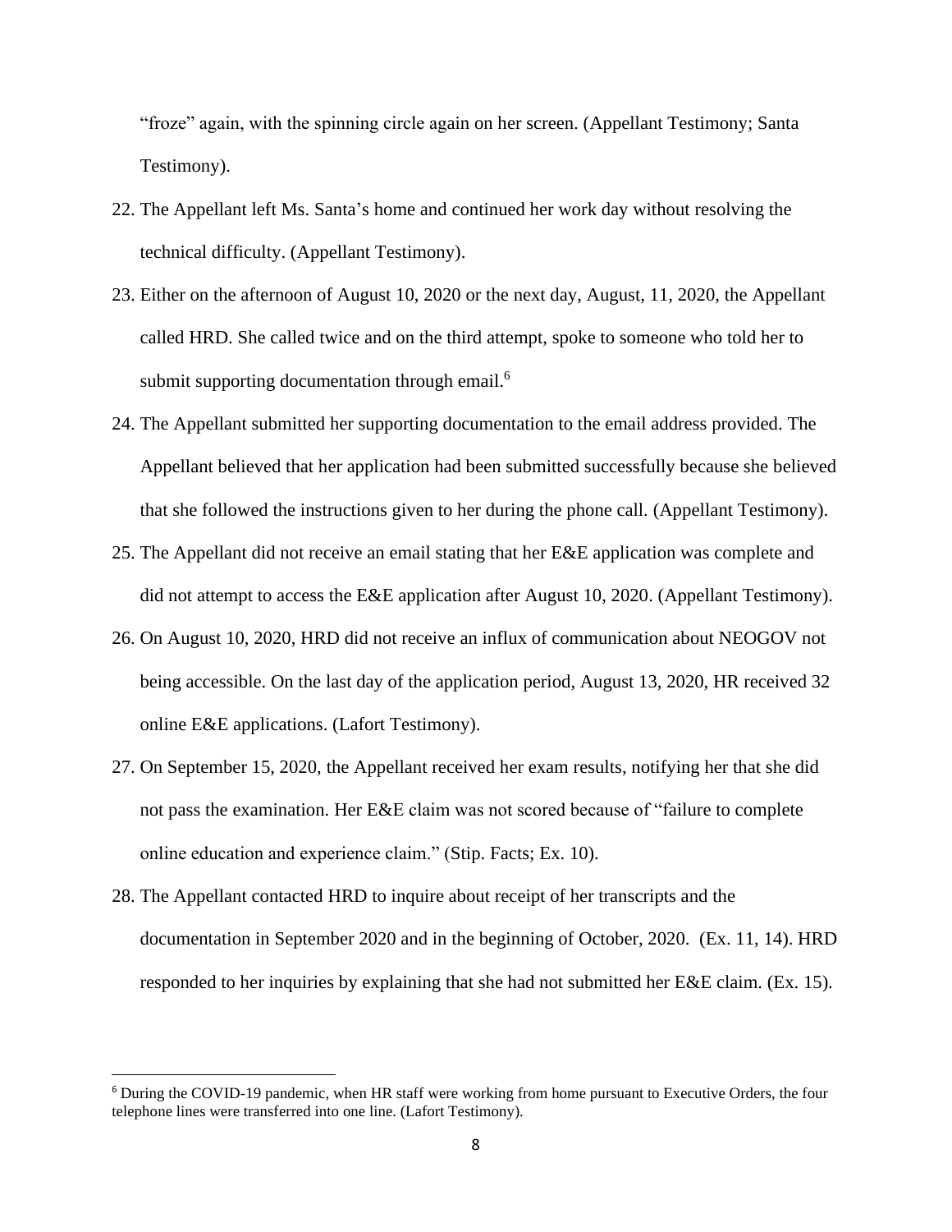"froze" again, with the spinning circle again on her screen. (Appellant Testimony; Santa Testimony).

22. The Appellant left Ms. Santa's home and continued her work day without resolving the technical difficulty. (Appellant Testimony).

23. Either on the afternoon of August 10, 2020 or the next day, August, 11, 2020, the Appellant called HRD. She called twice and on the third attempt, spoke to someone who told her to submit supporting documentation through email.[6]

24. The Appellant submitted her supporting documentation to the email address provided. The Appellant believed that her application had been submitted successfully because she believed that she followed the instructions given to her during the phone call. (Appellant Testimony).

25. The Appellant did not receive an email stating that her E&E application was complete and did not attempt to access the E&E application after August 10, 2020. (Appellant Testimony).

26. On August 10, 2020, HRD did not receive an influx of communication about NEOGOV not being accessible. On the last day of the application period, August 13, 2020, HR received 32 online E&E applications. (Lafort Testimony).

27. On September 15, 2020, the Appellant received her exam results, notifying her that she did not pass the examination. Her E&E claim was not scored because of "failure to complete online education and experience claim." (Stip. Facts; Ex. 10).

28. The Appellant contacted HRD to inquire about receipt of her transcripts and the documentation in September 2020 and in the beginning of October, 2020. (Ex. 11, 14). HRD responded to her inquiries by explaining that she had not submitted her E&E claim. (Ex. 15).

---

[6] During the COVID-19 pandemic, when HR staff were working from home pursuant to Executive Orders, the four telephone lines were transferred into one line. (Lafort Testimony).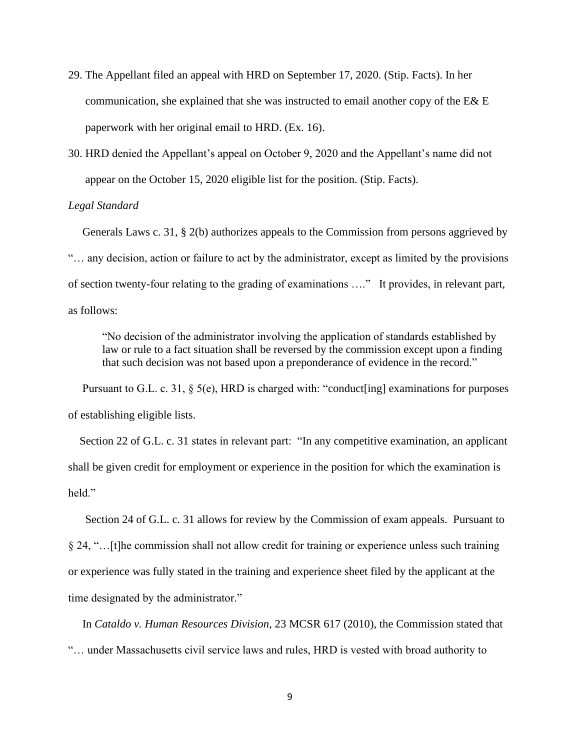29. The Appellant filed an appeal with HRD on September 17, 2020. (Stip. Facts). In her communication, she explained that she was instructed to email another copy of the E& E paperwork with her original email to HRD. (Ex. 16).

30. HRD denied the Appellant's appeal on October 9, 2020 and the Appellant's name did not appear on the October 15, 2020 eligible list for the position. (Stip. Facts).

*Legal Standard*

Generals Laws c. 31, § 2(b) authorizes appeals to the Commission from persons aggrieved by "… any decision, action or failure to act by the administrator, except as limited by the provisions of section twenty-four relating to the grading of examinations …." It provides, in relevant part, as follows:

> "No decision of the administrator involving the application of standards established by law or rule to a fact situation shall be reversed by the commission except upon a finding that such decision was not based upon a preponderance of evidence in the record."

Pursuant to G.L. c. 31, § 5(e), HRD is charged with: "conduct[ing] examinations for purposes of establishing eligible lists.

Section 22 of G.L. c. 31 states in relevant part: "In any competitive examination, an applicant shall be given credit for employment or experience in the position for which the examination is held."

Section 24 of G.L. c. 31 allows for review by the Commission of exam appeals. Pursuant to § 24, "…[t]he commission shall not allow credit for training or experience unless such training or experience was fully stated in the training and experience sheet filed by the applicant at the time designated by the administrator."

In *Cataldo v. Human Resources Division*, 23 MCSR 617 (2010), the Commission stated that "… under Massachusetts civil service laws and rules, HRD is vested with broad authority to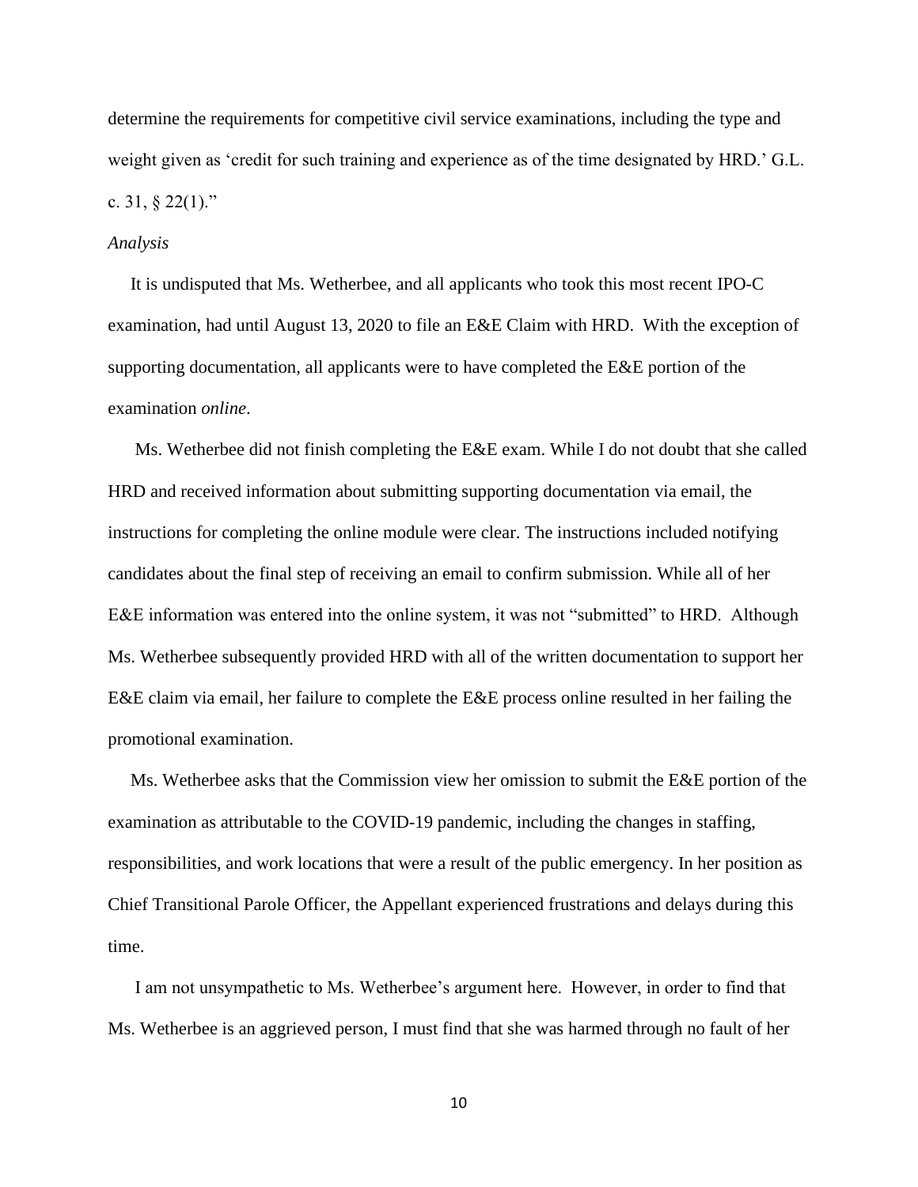determine the requirements for competitive civil service examinations, including the type and weight given as 'credit for such training and experience as of the time designated by HRD.' G.L. c. 31, § 22(1)."

*Analysis*

It is undisputed that Ms. Wetherbee, and all applicants who took this most recent IPO-C examination, had until August 13, 2020 to file an E&E Claim with HRD. With the exception of supporting documentation, all applicants were to have completed the E&E portion of the examination *online*.

Ms. Wetherbee did not finish completing the E&E exam. While I do not doubt that she called HRD and received information about submitting supporting documentation via email, the instructions for completing the online module were clear. The instructions included notifying candidates about the final step of receiving an email to confirm submission. While all of her E&E information was entered into the online system, it was not "submitted" to HRD. Although Ms. Wetherbee subsequently provided HRD with all of the written documentation to support her E&E claim via email, her failure to complete the E&E process online resulted in her failing the promotional examination.

Ms. Wetherbee asks that the Commission view her omission to submit the E&E portion of the examination as attributable to the COVID-19 pandemic, including the changes in staffing, responsibilities, and work locations that were a result of the public emergency. In her position as Chief Transitional Parole Officer, the Appellant experienced frustrations and delays during this time.

I am not unsympathetic to Ms. Wetherbee's argument here. However, in order to find that Ms. Wetherbee is an aggrieved person, I must find that she was harmed through no fault of her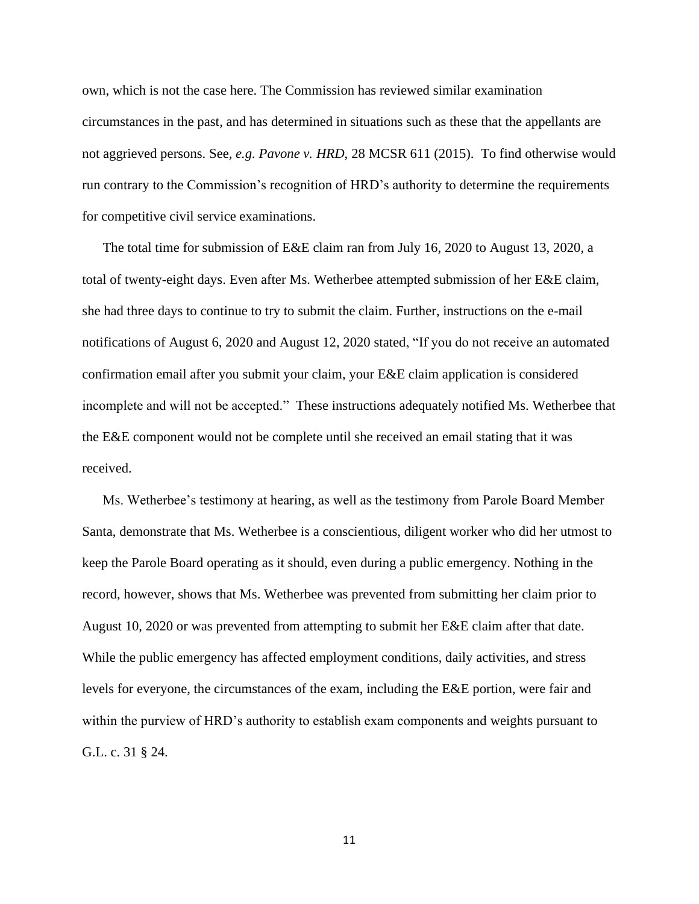own, which is not the case here. The Commission has reviewed similar examination circumstances in the past, and has determined in situations such as these that the appellants are not aggrieved persons. See, *e.g. Pavone v. HRD*, 28 MCSR 611 (2015). To find otherwise would run contrary to the Commission's recognition of HRD's authority to determine the requirements for competitive civil service examinations.

The total time for submission of E&E claim ran from July 16, 2020 to August 13, 2020, a total of twenty-eight days. Even after Ms. Wetherbee attempted submission of her E&E claim, she had three days to continue to try to submit the claim. Further, instructions on the e-mail notifications of August 6, 2020 and August 12, 2020 stated, "If you do not receive an automated confirmation email after you submit your claim, your E&E claim application is considered incomplete and will not be accepted." These instructions adequately notified Ms. Wetherbee that the E&E component would not be complete until she received an email stating that it was received.

Ms. Wetherbee's testimony at hearing, as well as the testimony from Parole Board Member Santa, demonstrate that Ms. Wetherbee is a conscientious, diligent worker who did her utmost to keep the Parole Board operating as it should, even during a public emergency. Nothing in the record, however, shows that Ms. Wetherbee was prevented from submitting her claim prior to August 10, 2020 or was prevented from attempting to submit her E&E claim after that date. While the public emergency has affected employment conditions, daily activities, and stress levels for everyone, the circumstances of the exam, including the E&E portion, were fair and within the purview of HRD's authority to establish exam components and weights pursuant to G.L. c. 31 § 24.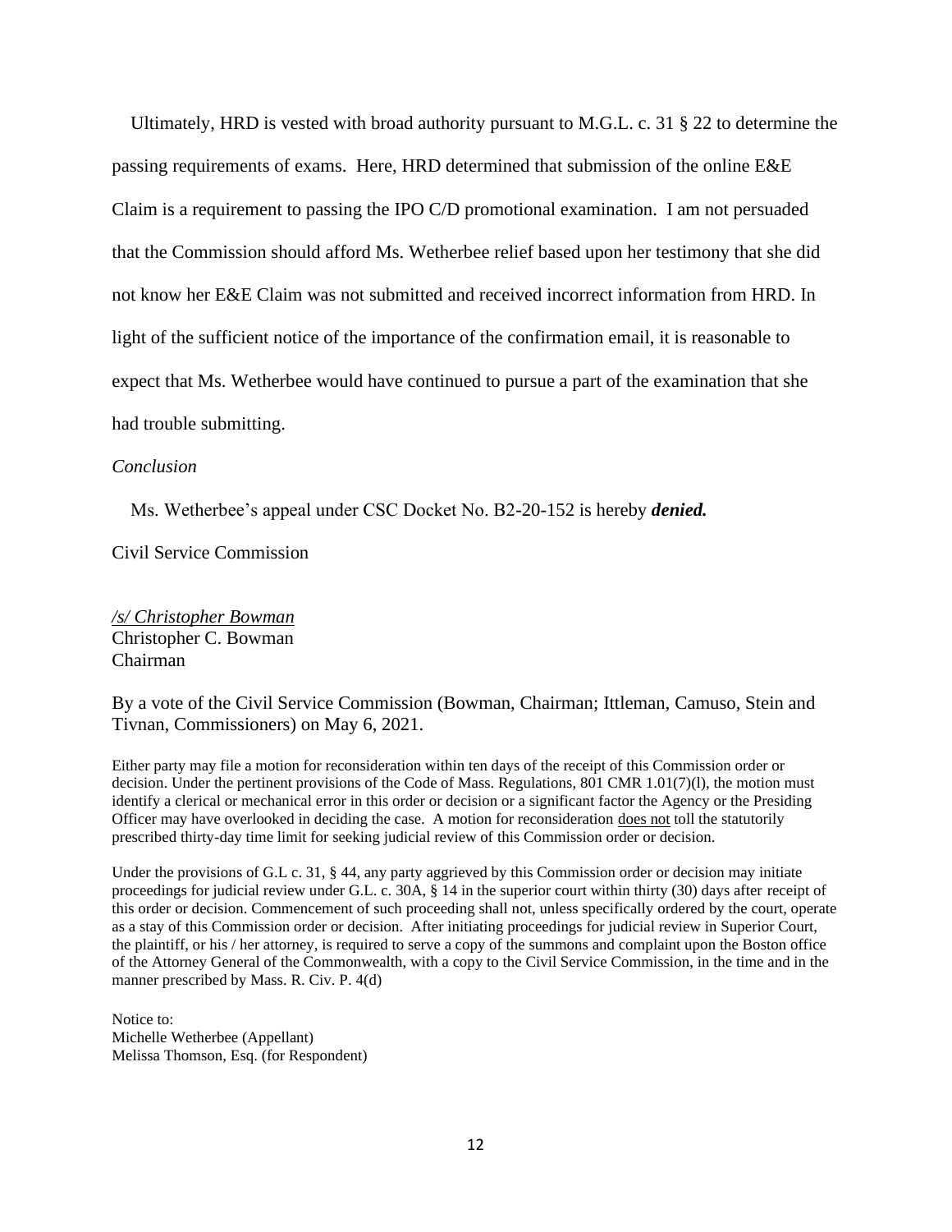Ultimately, HRD is vested with broad authority pursuant to M.G.L. c. 31 § 22 to determine the passing requirements of exams. Here, HRD determined that submission of the online E&E Claim is a requirement to passing the IPO C/D promotional examination. I am not persuaded that the Commission should afford Ms. Wetherbee relief based upon her testimony that she did not know her E&E Claim was not submitted and received incorrect information from HRD. In light of the sufficient notice of the importance of the confirmation email, it is reasonable to expect that Ms. Wetherbee would have continued to pursue a part of the examination that she had trouble submitting.

*Conclusion*

Ms. Wetherbee's appeal under CSC Docket No. B2-20-152 is hereby ***denied.***

Civil Service Commission

*/s/ Christopher Bowman*
Christopher C. Bowman
Chairman

By a vote of the Civil Service Commission (Bowman, Chairman; Ittleman, Camuso, Stein and Tivnan, Commissioners) on May 6, 2021.

Either party may file a motion for reconsideration within ten days of the receipt of this Commission order or decision. Under the pertinent provisions of the Code of Mass. Regulations, 801 CMR 1.01(7)(l), the motion must identify a clerical or mechanical error in this order or decision or a significant factor the Agency or the Presiding Officer may have overlooked in deciding the case. A motion for reconsideration does not toll the statutorily prescribed thirty-day time limit for seeking judicial review of this Commission order or decision.

Under the provisions of G.L c. 31, § 44, any party aggrieved by this Commission order or decision may initiate proceedings for judicial review under G.L. c. 30A, § 14 in the superior court within thirty (30) days after receipt of this order or decision. Commencement of such proceeding shall not, unless specifically ordered by the court, operate as a stay of this Commission order or decision. After initiating proceedings for judicial review in Superior Court, the plaintiff, or his / her attorney, is required to serve a copy of the summons and complaint upon the Boston office of the Attorney General of the Commonwealth, with a copy to the Civil Service Commission, in the time and in the manner prescribed by Mass. R. Civ. P. 4(d)

Notice to:
Michelle Wetherbee (Appellant)
Melissa Thomson, Esq. (for Respondent)